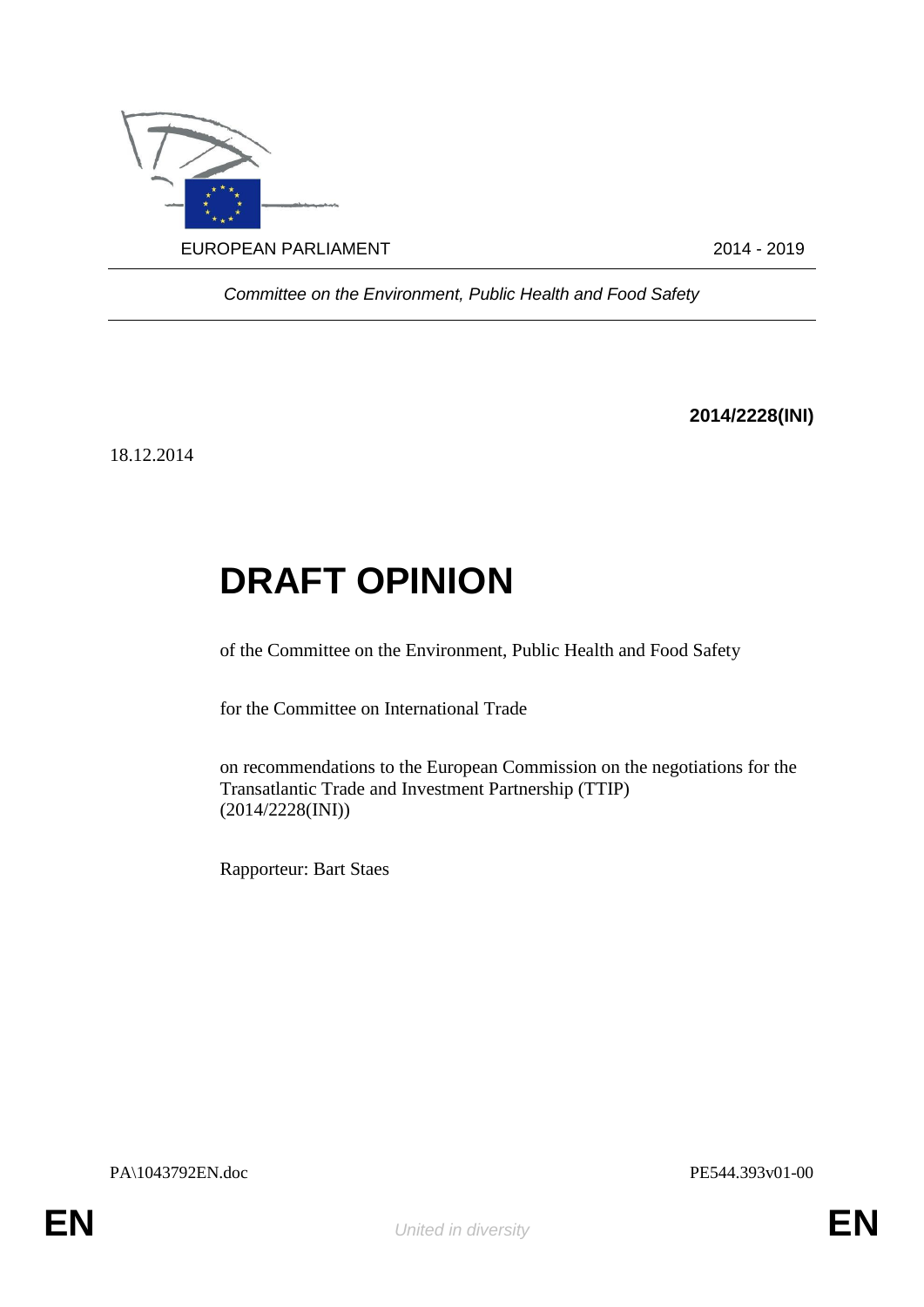EUROPEAN PARLIAMENT 2014 - 2019

*Committee on the Environment, Public Health and Food Safety*

**2014/2228(INI)**

18.12.2014

# DRAFT OPINION

of the Committee on the Environment, Public Health and Food Safety

for the Committee on International Trade

on recommendations to the European Commission on the negotiations for the Transatlantic Trade and Investment Partnership (TTIP)
(2014/2228(INI))

Rapporteur: Bart Staes

PA\1043792EN.doc PE544.393v01-00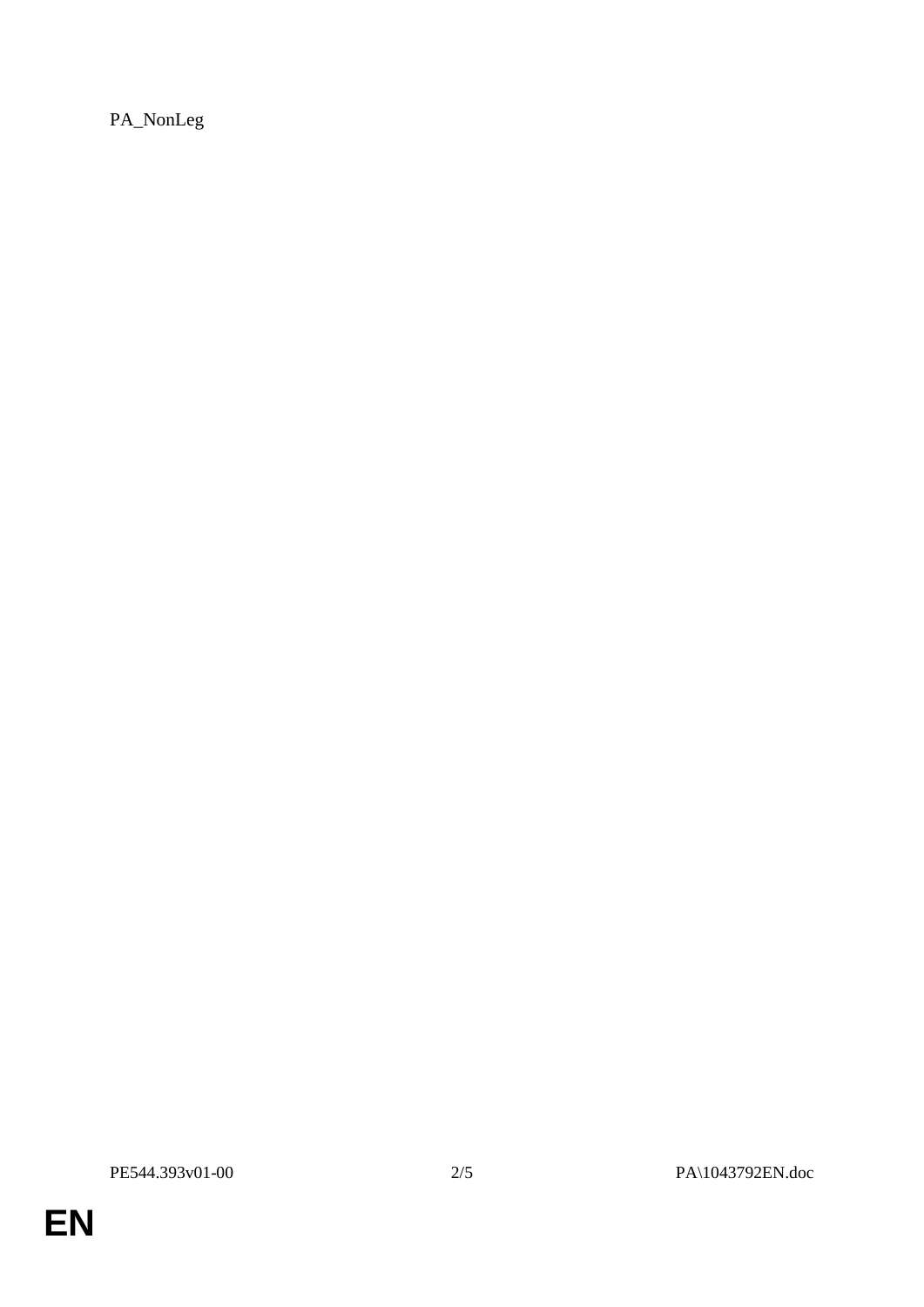PA_NonLeg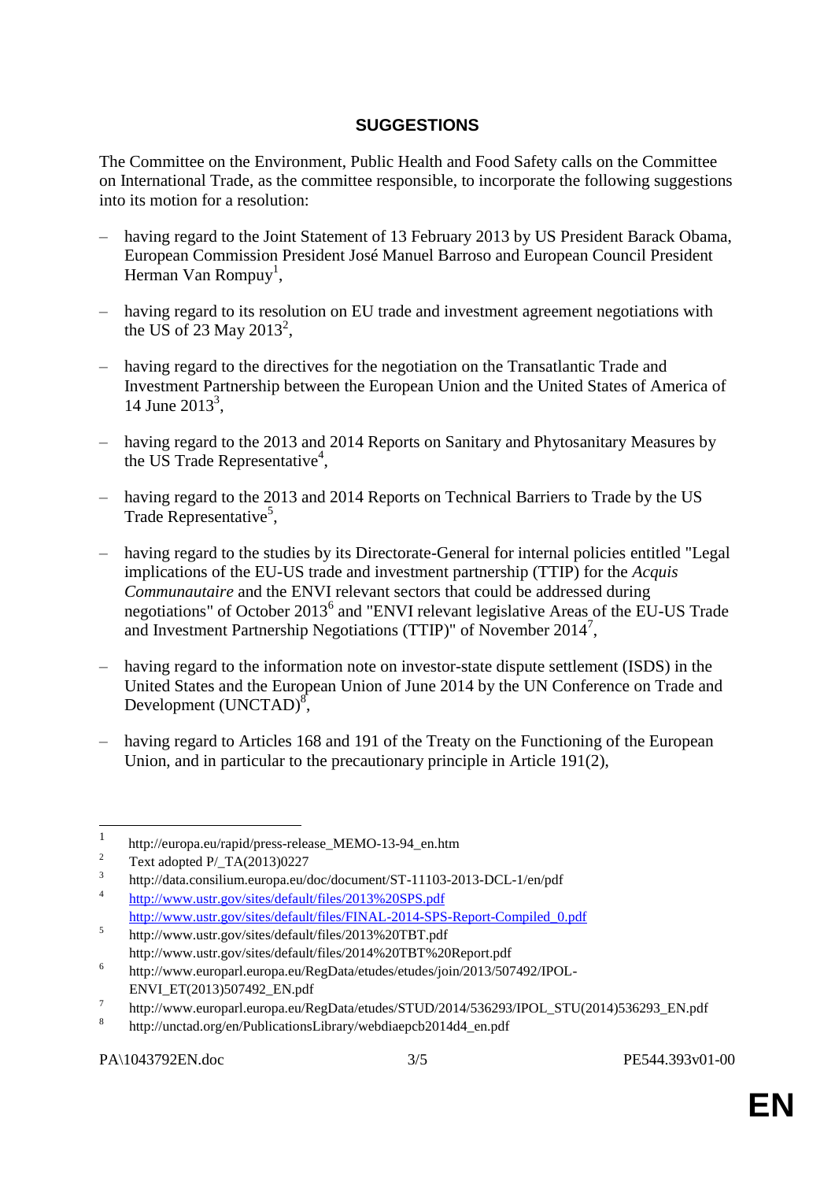## SUGGESTIONS

The Committee on the Environment, Public Health and Food Safety calls on the Committee on International Trade, as the committee responsible, to incorporate the following suggestions into its motion for a resolution:

- having regard to the Joint Statement of 13 February 2013 by US President Barack Obama, European Commission President José Manuel Barroso and European Council President Herman Van Rompuy[1],
- having regard to its resolution on EU trade and investment agreement negotiations with the US of 23 May 2013[2],
- having regard to the directives for the negotiation on the Transatlantic Trade and Investment Partnership between the European Union and the United States of America of 14 June 2013[3],
- having regard to the 2013 and 2014 Reports on Sanitary and Phytosanitary Measures by the US Trade Representative[4],
- having regard to the 2013 and 2014 Reports on Technical Barriers to Trade by the US Trade Representative[5],
- having regard to the studies by its Directorate-General for internal policies entitled "Legal implications of the EU-US trade and investment partnership (TTIP) for the *Acquis Communautaire* and the ENVI relevant sectors that could be addressed during negotiations" of October 2013[6] and "ENVI relevant legislative Areas of the EU-US Trade and Investment Partnership Negotiations (TTIP)" of November 2014[7],
- having regard to the information note on investor-state dispute settlement (ISDS) in the United States and the European Union of June 2014 by the UN Conference on Trade and Development (UNCTAD)[8],
- having regard to Articles 168 and 191 of the Treaty on the Functioning of the European Union, and in particular to the precautionary principle in Article 191(2),

---

[1] http://europa.eu/rapid/press-release_MEMO-13-94_en.htm
[2] Text adopted P/_TA(2013)0227
[3] http://data.consilium.europa.eu/doc/document/ST-11103-2013-DCL-1/en/pdf
[4] http://www.ustr.gov/sites/default/files/2013%20SPS.pdf
http://www.ustr.gov/sites/default/files/FINAL-2014-SPS-Report-Compiled_0.pdf
[5] http://www.ustr.gov/sites/default/files/2013%20TBT.pdf
http://www.ustr.gov/sites/default/files/2014%20TBT%20Report.pdf
[6] http://www.europarl.europa.eu/RegData/etudes/etudes/join/2013/507492/IPOL-ENVI_ET(2013)507492_EN.pdf
[7] http://www.europarl.europa.eu/RegData/etudes/STUD/2014/536293/IPOL_STU(2014)536293_EN.pdf
[8] http://unctad.org/en/PublicationsLibrary/webdiaepcb2014d4_en.pdf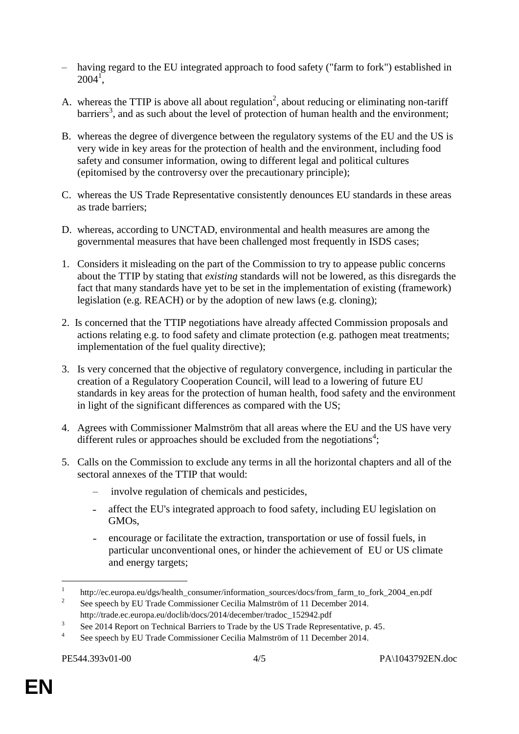– having regard to the EU integrated approach to food safety ("farm to fork") established in 2004[1],

A. whereas the TTIP is above all about regulation[2], about reducing or eliminating non-tariff barriers[3], and as such about the level of protection of human health and the environment;

B. whereas the degree of divergence between the regulatory systems of the EU and the US is very wide in key areas for the protection of health and the environment, including food safety and consumer information, owing to different legal and political cultures (epitomised by the controversy over the precautionary principle);

C. whereas the US Trade Representative consistently denounces EU standards in these areas as trade barriers;

D. whereas, according to UNCTAD, environmental and health measures are among the governmental measures that have been challenged most frequently in ISDS cases;

1. Considers it misleading on the part of the Commission to try to appease public concerns about the TTIP by stating that *existing* standards will not be lowered, as this disregards the fact that many standards have yet to be set in the implementation of existing (framework) legislation (e.g. REACH) or by the adoption of new laws (e.g. cloning);

2. Is concerned that the TTIP negotiations have already affected Commission proposals and actions relating e.g. to food safety and climate protection (e.g. pathogen meat treatments; implementation of the fuel quality directive);

3. Is very concerned that the objective of regulatory convergence, including in particular the creation of a Regulatory Cooperation Council, will lead to a lowering of future EU standards in key areas for the protection of human health, food safety and the environment in light of the significant differences as compared with the US;

4. Agrees with Commissioner Malmström that all areas where the EU and the US have very different rules or approaches should be excluded from the negotiations[4];

5. Calls on the Commission to exclude any terms in all the horizontal chapters and all of the sectoral annexes of the TTIP that would:

   – involve regulation of chemicals and pesticides,

   - affect the EU's integrated approach to food safety, including EU legislation on GMOs,

   - encourage or facilitate the extraction, transportation or use of fossil fuels, in particular unconventional ones, or hinder the achievement of EU or US climate and energy targets;

---

[1] http://ec.europa.eu/dgs/health_consumer/information_sources/docs/from_farm_to_fork_2004_en.pdf

[2] See speech by EU Trade Commissioner Cecilia Malmström of 11 December 2014. http://trade.ec.europa.eu/doclib/docs/2014/december/tradoc_152942.pdf

[3] See 2014 Report on Technical Barriers to Trade by the US Trade Representative, p. 45.

[4] See speech by EU Trade Commissioner Cecilia Malmström of 11 December 2014.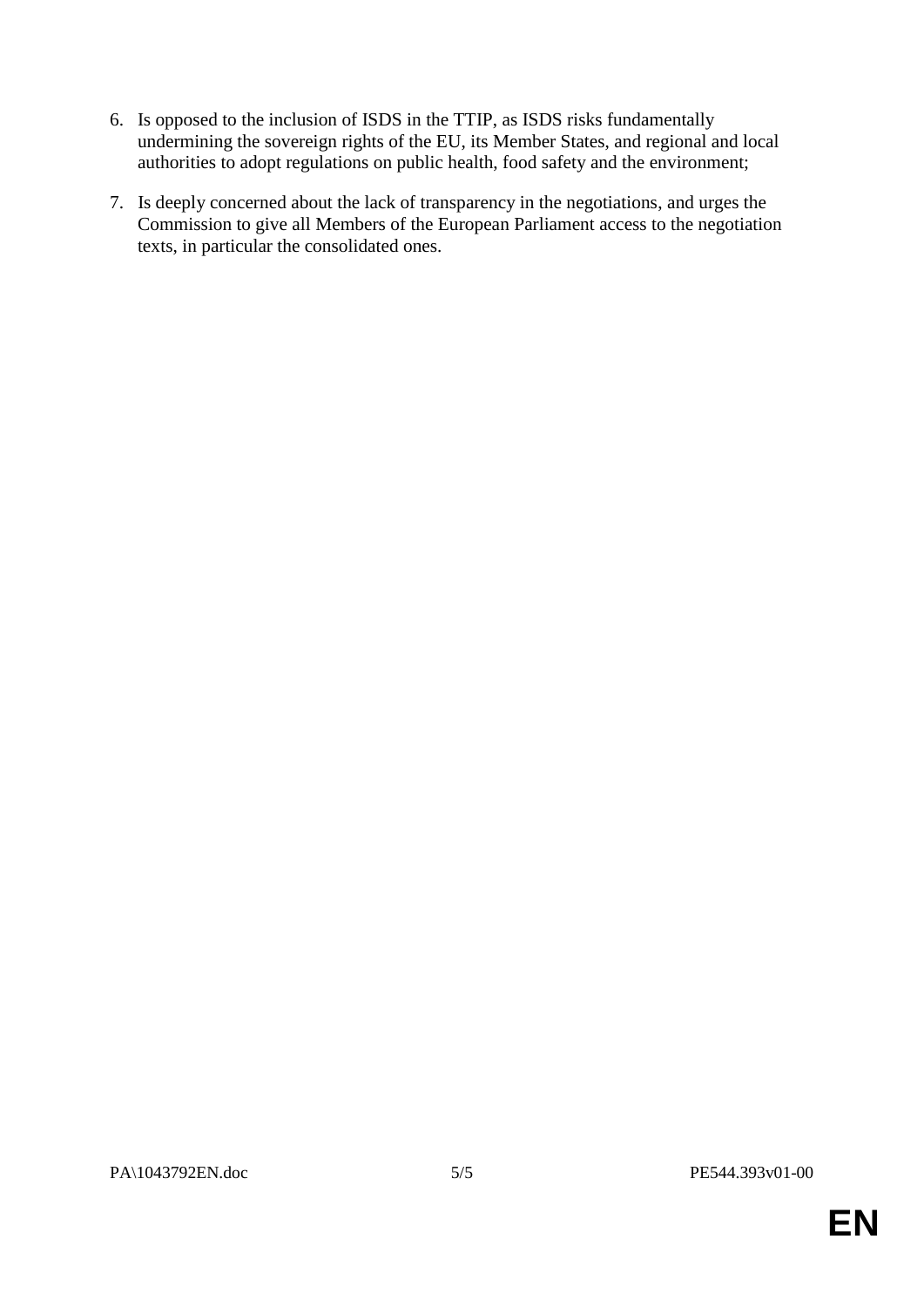6. Is opposed to the inclusion of ISDS in the TTIP, as ISDS risks fundamentally undermining the sovereign rights of the EU, its Member States, and regional and local authorities to adopt regulations on public health, food safety and the environment;

7. Is deeply concerned about the lack of transparency in the negotiations, and urges the Commission to give all Members of the European Parliament access to the negotiation texts, in particular the consolidated ones.